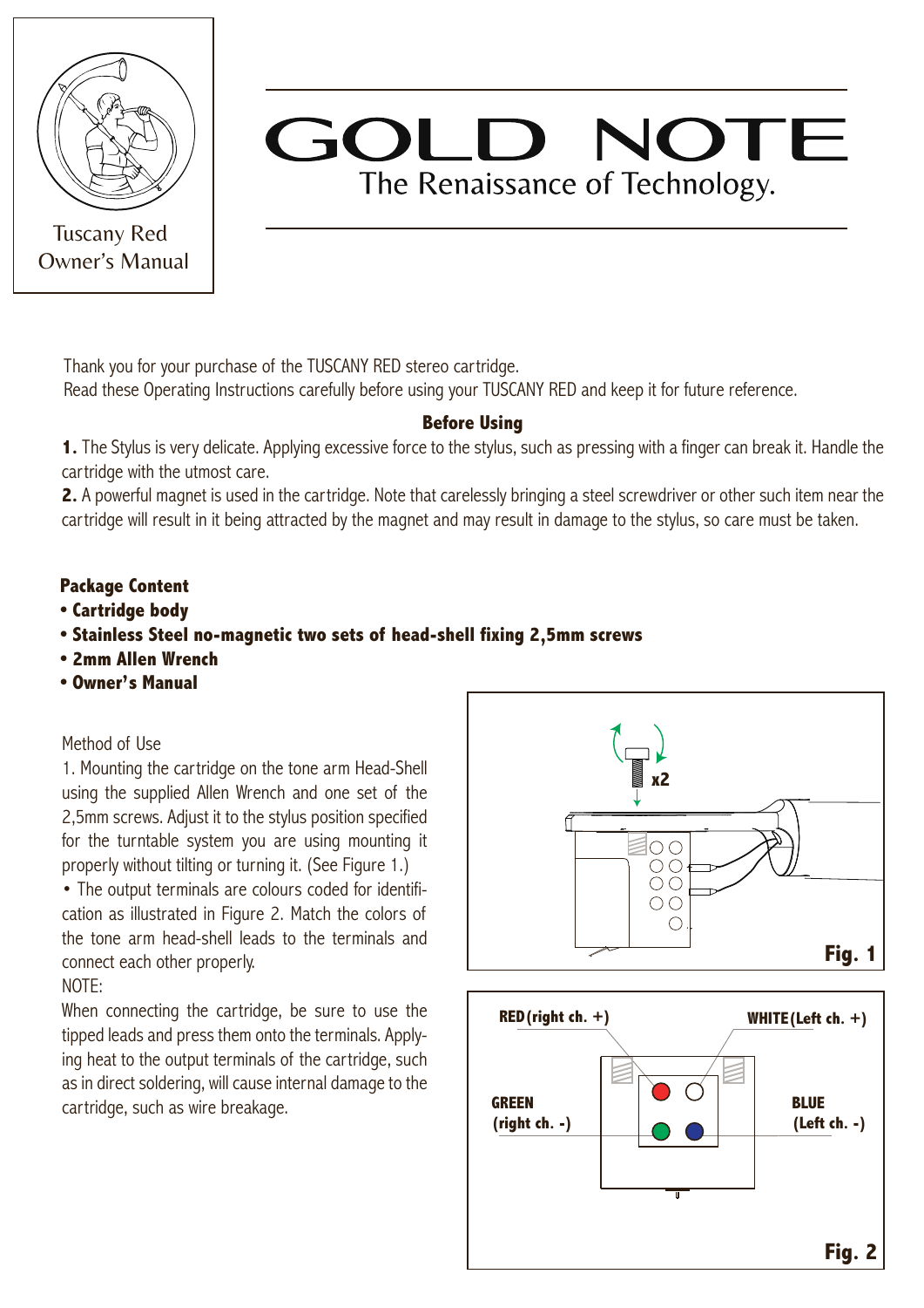Tuscany Red
Owner's Manual

# GOLD NOTE

The Renaissance of Technology.

Thank you for your purchase of the TUSCANY RED stereo cartridge.
Read these Operating Instructions carefully before using your TUSCANY RED and keep it for future reference.

## Before Using

**1.** The Stylus is very delicate. Applying excessive force to the stylus, such as pressing with a finger can break it. Handle the cartridge with the utmost care.

**2.** A powerful magnet is used in the cartridge. Note that carelessly bringing a steel screwdriver or other such item near the cartridge will result in it being attracted by the magnet and may result in damage to the stylus, so care must be taken.

**Package Content**

- **Cartridge body**
- **Stainless Steel no-magnetic two sets of head-shell fixing 2,5mm screws**
- **2mm Allen Wrench**
- **Owner's Manual**

Method of Use

1. Mounting the cartridge on the tone arm Head-Shell using the supplied Allen Wrench and one set of the 2,5mm screws. Adjust it to the stylus position specified for the turntable system you are using mounting it properly without tilting or turning it. (See Figure 1.)

• The output terminals are colours coded for identification as illustrated in Figure 2. Match the colors of the tone arm head-shell leads to the terminals and connect each other properly.

NOTE:

When connecting the cartridge, be sure to use the tipped leads and press them onto the terminals. Applying heat to the output terminals of the cartridge, such as in direct soldering, will cause internal damage to the cartridge, such as wire breakage.

x2

**Fig. 1**

**RED (right ch. +)** **WHITE (Left ch. +)**

**GREEN (right ch. -)** **BLUE (Left ch. -)**

**Fig. 2**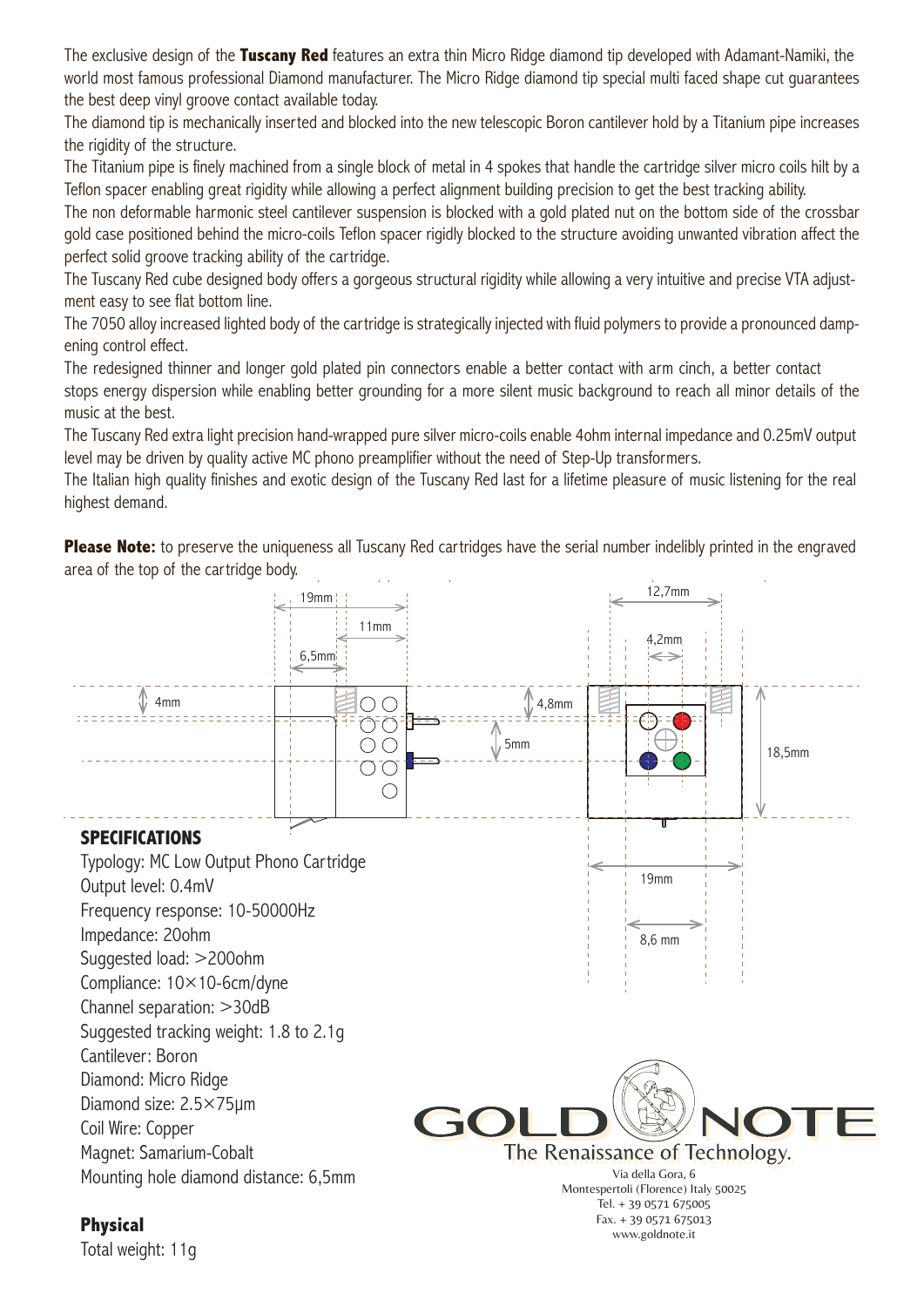The exclusive design of the **Tuscany Red** features an extra thin Micro Ridge diamond tip developed with Adamant-Namiki, the world most famous professional Diamond manufacturer. The Micro Ridge diamond tip special multi faced shape cut guarantees the best deep vinyl groove contact available today.

The diamond tip is mechanically inserted and blocked into the new telescopic Boron cantilever hold by a Titanium pipe increases the rigidity of the structure.

The Titanium pipe is finely machined from a single block of metal in 4 spokes that handle the cartridge silver micro coils hilt by a Teflon spacer enabling great rigidity while allowing a perfect alignment building precision to get the best tracking ability.

The non deformable harmonic steel cantilever suspension is blocked with a gold plated nut on the bottom side of the crossbar gold case positioned behind the micro-coils Teflon spacer rigidly blocked to the structure avoiding unwanted vibration affect the perfect solid groove tracking ability of the cartridge.

The Tuscany Red cube designed body offers a gorgeous structural rigidity while allowing a very intuitive and precise VTA adjustment easy to see flat bottom line.

The 7050 alloy increased lighted body of the cartridge is strategically injected with fluid polymers to provide a pronounced dampening control effect.

The redesigned thinner and longer gold plated pin connectors enable a better contact with arm cinch, a better contact stops energy dispersion while enabling better grounding for a more silent music background to reach all minor details of the music at the best.

The Tuscany Red extra light precision hand-wrapped pure silver micro-coils enable 4ohm internal impedance and 0.25mV output level may be driven by quality active MC phono preamplifier without the need of Step-Up transformers.

The Italian high quality finishes and exotic design of the Tuscany Red last for a lifetime pleasure of music listening for the real highest demand.

**Please Note:** to preserve the uniqueness all Tuscany Red cartridges have the serial number indelibly printed in the engraved area of the top of the cartridge body.

19mm
11mm
6,5mm
4mm
4,8mm
5mm
12,7mm
4,2mm
18,5mm
19mm
8,6 mm

## SPECIFICATIONS

Typology: MC Low Output Phono Cartridge
Output level: 0.4mV
Frequency response: 10-50000Hz
Impedance: 20ohm
Suggested load: >200ohm
Compliance: 10×10-6cm/dyne
Channel separation: >30dB
Suggested tracking weight: 1.8 to 2.1g
Cantilever: Boron
Diamond: Micro Ridge
Diamond size: 2.5×75µm
Coil Wire: Copper
Magnet: Samarium-Cobalt
Mounting hole diamond distance: 6,5mm

## Physical

Total weight: 11g

GOLD NOTE
The Renaissance of Technology.

Via della Gora, 6
Montespertoli (Florence) Italy 50025
Tel. + 39 0571 675005
Fax. + 39 0571 675013
www.goldnote.it